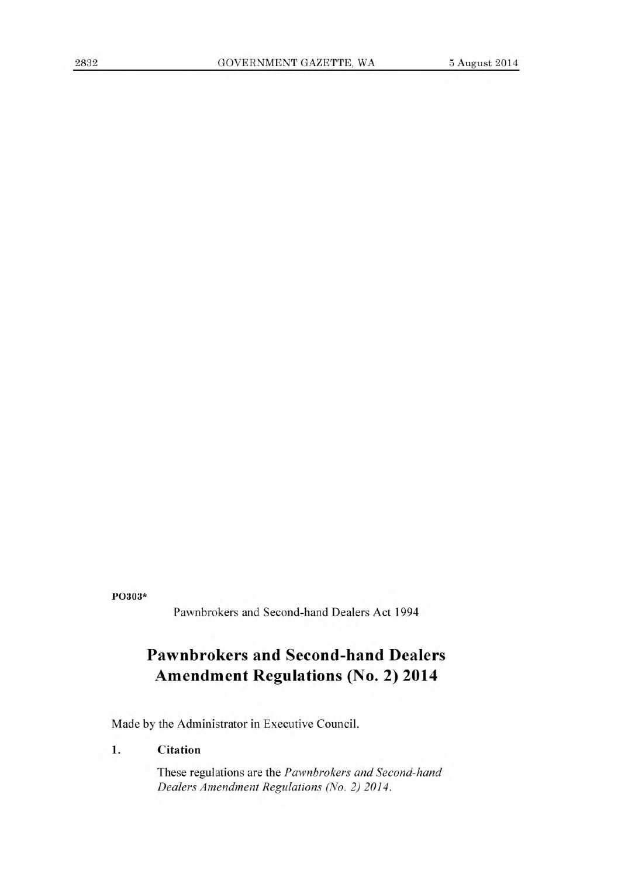PO303*

Pawnbrokers and Second-hand Dealers Act 1994

# Pawnbrokers and Second-hand Dealers Amendment Regulations (No. 2) 2014

Made by the Administrator in Executive Council.

**1. Citation**

These regulations are the *Pawnbrokers and Second-hand Dealers Amendment Regulations (No. 2) 2014*.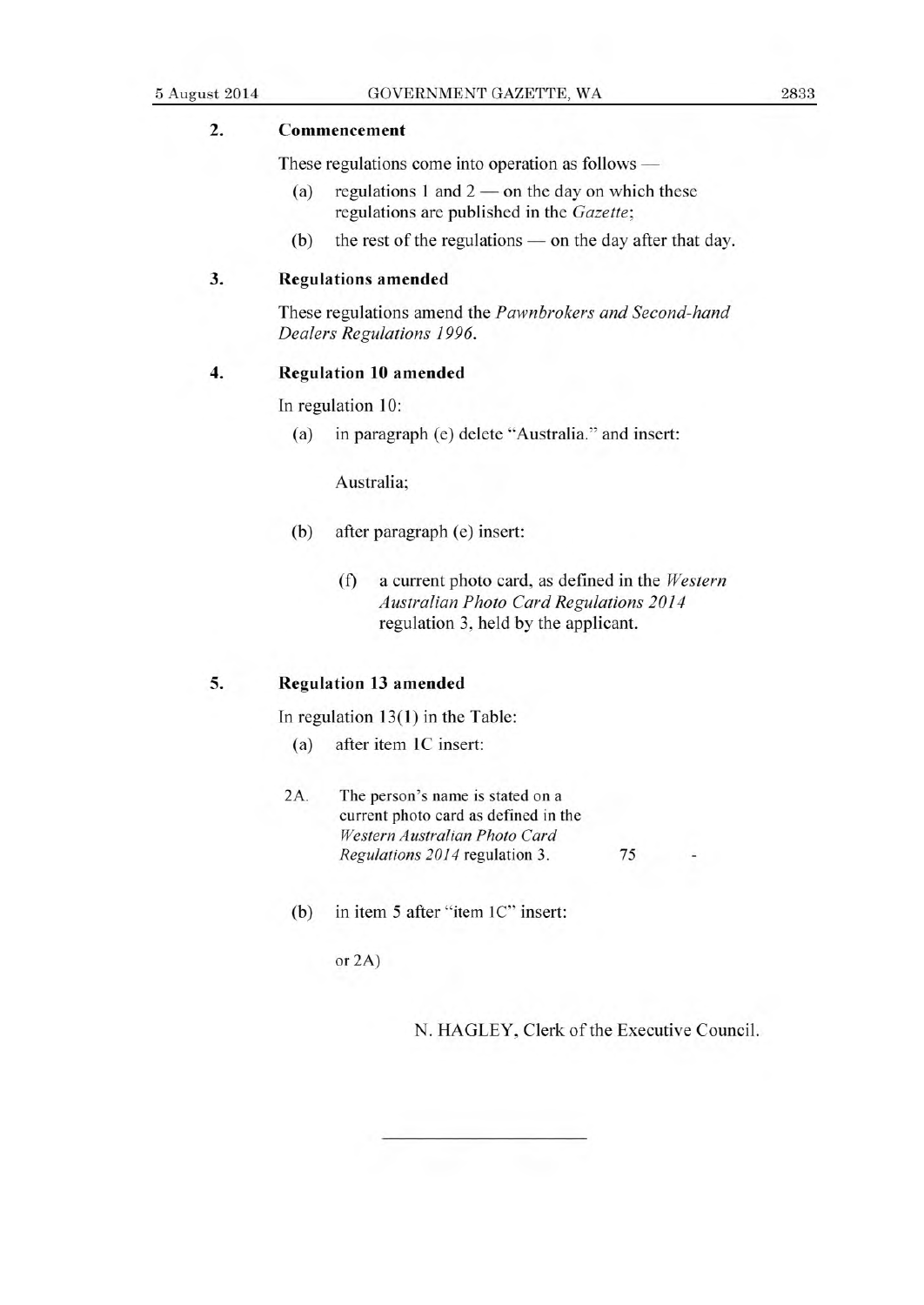## 2. Commencement

These regulations come into operation as follows —

- (a) regulations 1 and 2 — on the day on which these regulations are published in the *Gazette*;
- (b) the rest of the regulations — on the day after that day.

## 3. Regulations amended

These regulations amend the *Pawnbrokers and Second-hand Dealers Regulations 1996*.

## 4. Regulation 10 amended

In regulation 10:

- (a) in paragraph (e) delete "Australia." and insert:

  Australia;

- (b) after paragraph (e) insert:

  - (f) a current photo card, as defined in the *Western Australian Photo Card Regulations 2014* regulation 3, held by the applicant.

## 5. Regulation 13 amended

In regulation 13(1) in the Table:

- (a) after item 1C insert:

| | | | |
|---|---|---|---|
| 2A. | The person's name is stated on a current photo card as defined in the *Western Australian Photo Card Regulations 2014* regulation 3. | 75 | - |

- (b) in item 5 after "item 1C" insert:

  or 2A)

N. HAGLEY, Clerk of the Executive Council.